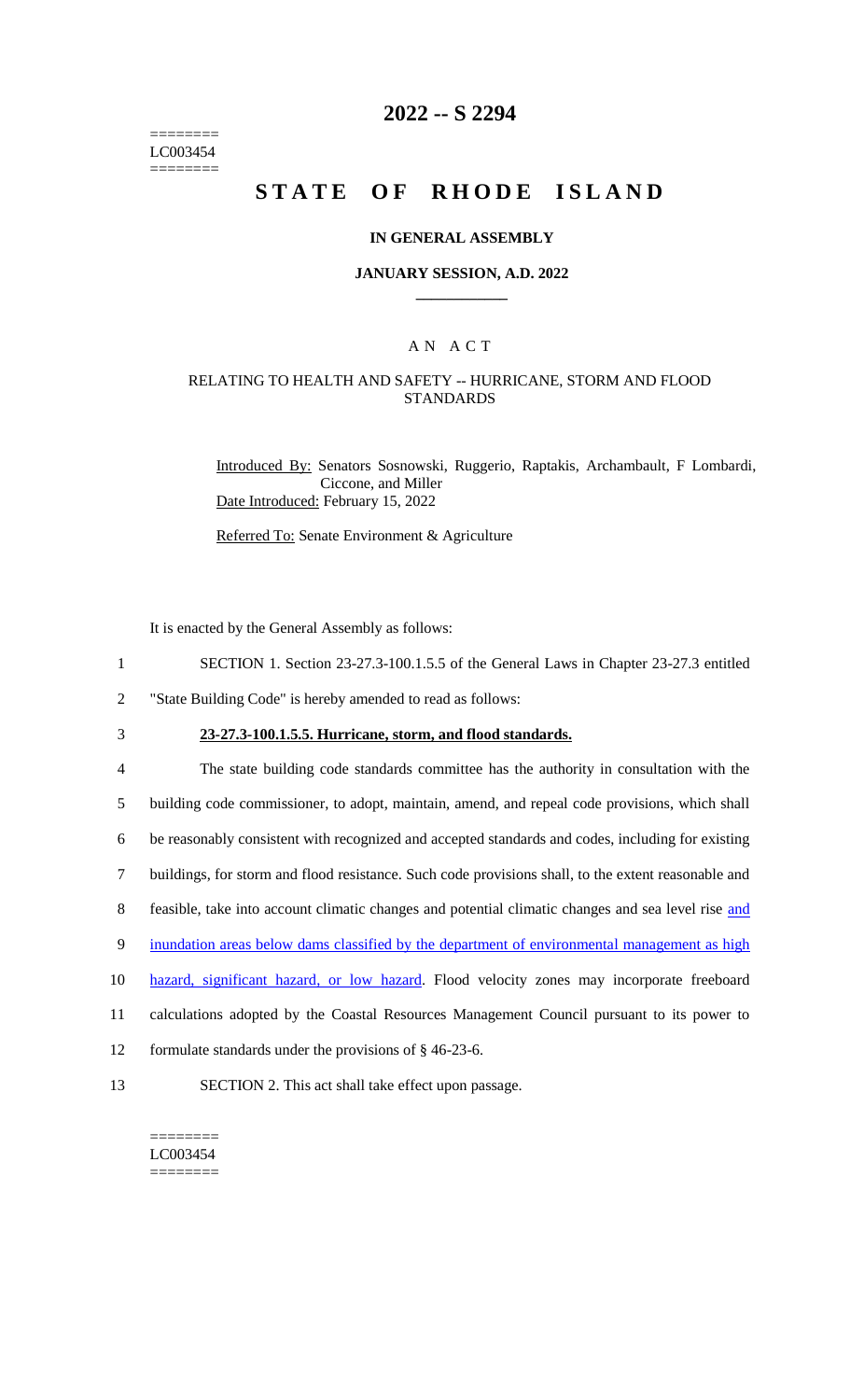========
LC003454
========

# 2022 -- S 2294

# STATE OF RHODE ISLAND

## IN GENERAL ASSEMBLY

### JANUARY SESSION, A.D. 2022

____________

### A N A C T

### RELATING TO HEALTH AND SAFETY -- HURRICANE, STORM AND FLOOD STANDARDS

Introduced By: Senators Sosnowski, Ruggerio, Raptakis, Archambault, F Lombardi, Ciccone, and Miller

Date Introduced: February 15, 2022

Referred To: Senate Environment & Agriculture

It is enacted by the General Assembly as follows:

1 SECTION 1. Section 23-27.3-100.1.5.5 of the General Laws in Chapter 23-27.3 entitled

2 "State Building Code" is hereby amended to read as follows:

3 **23-27.3-100.1.5.5. Hurricane, storm, and flood standards.**

4 The state building code standards committee has the authority in consultation with the

5 building code commissioner, to adopt, maintain, amend, and repeal code provisions, which shall

6 be reasonably consistent with recognized and accepted standards and codes, including for existing

7 buildings, for storm and flood resistance. Such code provisions shall, to the extent reasonable and

8 feasible, take into account climatic changes and potential climatic changes and sea level rise and

9 inundation areas below dams classified by the department of environmental management as high

10 hazard, significant hazard, or low hazard. Flood velocity zones may incorporate freeboard

11 calculations adopted by the Coastal Resources Management Council pursuant to its power to

12 formulate standards under the provisions of § 46-23-6.

13 SECTION 2. This act shall take effect upon passage.

========
LC003454
========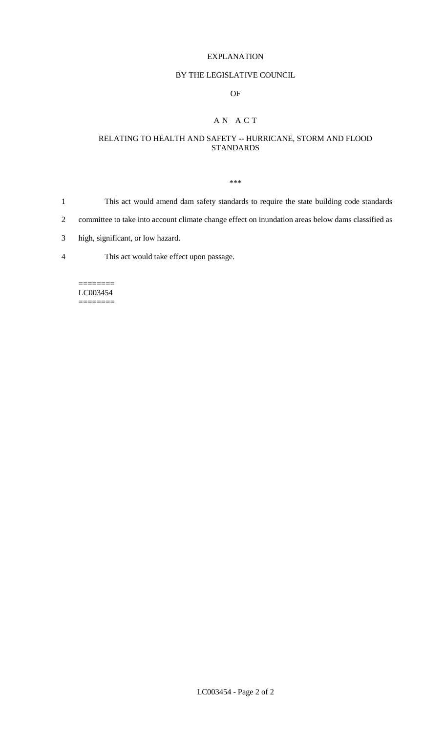EXPLANATION

BY THE LEGISLATIVE COUNCIL

OF

# A N A C T

RELATING TO HEALTH AND SAFETY -- HURRICANE, STORM AND FLOOD STANDARDS

\*\*\*

This act would amend dam safety standards to require the state building code standards committee to take into account climate change effect on inundation areas below dams classified as high, significant, or low hazard.

This act would take effect upon passage.

========
LC003454
========